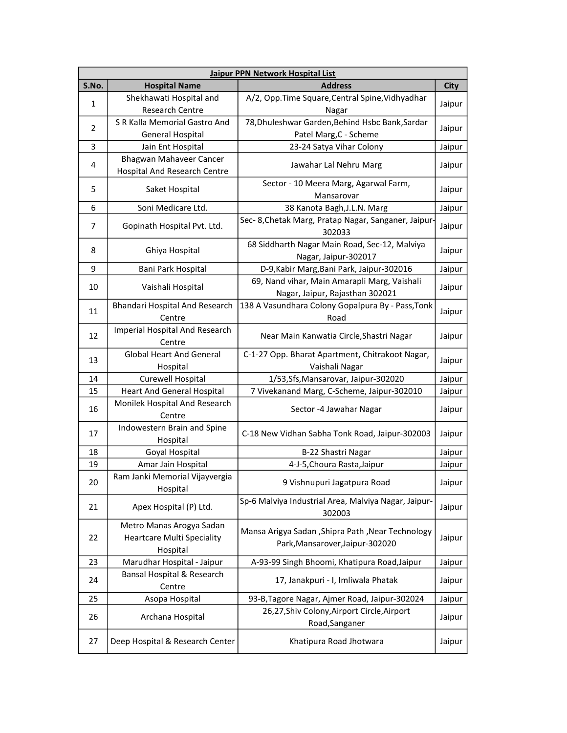| Jaipur PPN Network Hospital List | | | |
|---|---|---|---|
| **S.No.** | **Hospital Name** | **Address** | **City** |
| 1 | Shekhawati Hospital and Research Centre | A/2, Opp.Time Square,Central Spine,Vidhyadhar Nagar | Jaipur |
| 2 | S R Kalla Memorial Gastro And General Hospital | 78,Dhuleshwar Garden,Behind Hsbc Bank,Sardar Patel Marg,C - Scheme | Jaipur |
| 3 | Jain Ent Hospital | 23-24 Satya Vihar Colony | Jaipur |
| 4 | Bhagwan Mahaveer Cancer Hospital And Research Centre | Jawahar Lal Nehru Marg | Jaipur |
| 5 | Saket Hospital | Sector - 10 Meera Marg, Agarwal Farm, Mansarovar | Jaipur |
| 6 | Soni Medicare Ltd. | 38 Kanota Bagh,J.L.N. Marg | Jaipur |
| 7 | Gopinath Hospital Pvt. Ltd. | Sec- 8,Chetak Marg, Pratap Nagar, Sanganer, Jaipur-302033 | Jaipur |
| 8 | Ghiya Hospital | 68 Siddharth Nagar Main Road, Sec-12, Malviya Nagar, Jaipur-302017 | Jaipur |
| 9 | Bani Park Hospital | D-9,Kabir Marg,Bani Park, Jaipur-302016 | Jaipur |
| 10 | Vaishali Hospital | 69, Nand vihar, Main Amarapli Marg, Vaishali Nagar, Jaipur, Rajasthan 302021 | Jaipur |
| 11 | Bhandari Hospital And Research Centre | 138 A Vasundhara Colony Gopalpura By - Pass,Tonk Road | Jaipur |
| 12 | Imperial Hospital And Research Centre | Near Main Kanwatia Circle,Shastri Nagar | Jaipur |
| 13 | Global Heart And General Hospital | C-1-27 Opp. Bharat Apartment, Chitrakoot Nagar, Vaishali Nagar | Jaipur |
| 14 | Curewell Hospital | 1/53,Sfs,Mansarovar, Jaipur-302020 | Jaipur |
| 15 | Heart And General Hospital | 7 Vivekanand Marg, C-Scheme, Jaipur-302010 | Jaipur |
| 16 | Monilek Hospital And Research Centre | Sector -4 Jawahar Nagar | Jaipur |
| 17 | Indowestern Brain and Spine Hospital | C-18 New Vidhan Sabha Tonk Road, Jaipur-302003 | Jaipur |
| 18 | Goyal Hospital | B-22 Shastri Nagar | Jaipur |
| 19 | Amar Jain Hospital | 4-J-5,Choura Rasta,Jaipur | Jaipur |
| 20 | Ram Janki Memorial Vijayvergia Hospital | 9 Vishnupuri Jagatpura Road | Jaipur |
| 21 | Apex Hospital (P) Ltd. | Sp-6 Malviya Industrial Area, Malviya Nagar, Jaipur-302003 | Jaipur |
| 22 | Metro Manas Arogya Sadan Heartcare Multi Speciality Hospital | Mansa Arigya Sadan ,Shipra Path ,Near Technology Park,Mansarover,Jaipur-302020 | Jaipur |
| 23 | Marudhar Hospital - Jaipur | A-93-99 Singh Bhoomi, Khatipura Road,Jaipur | Jaipur |
| 24 | Bansal Hospital & Research Centre | 17, Janakpuri - I, Imliwala Phatak | Jaipur |
| 25 | Asopa Hospital | 93-B,Tagore Nagar, Ajmer Road, Jaipur-302024 | Jaipur |
| 26 | Archana Hospital | 26,27,Shiv Colony,Airport Circle,Airport Road,Sanganer | Jaipur |
| 27 | Deep Hospital & Research Center | Khatipura Road Jhotwara | Jaipur |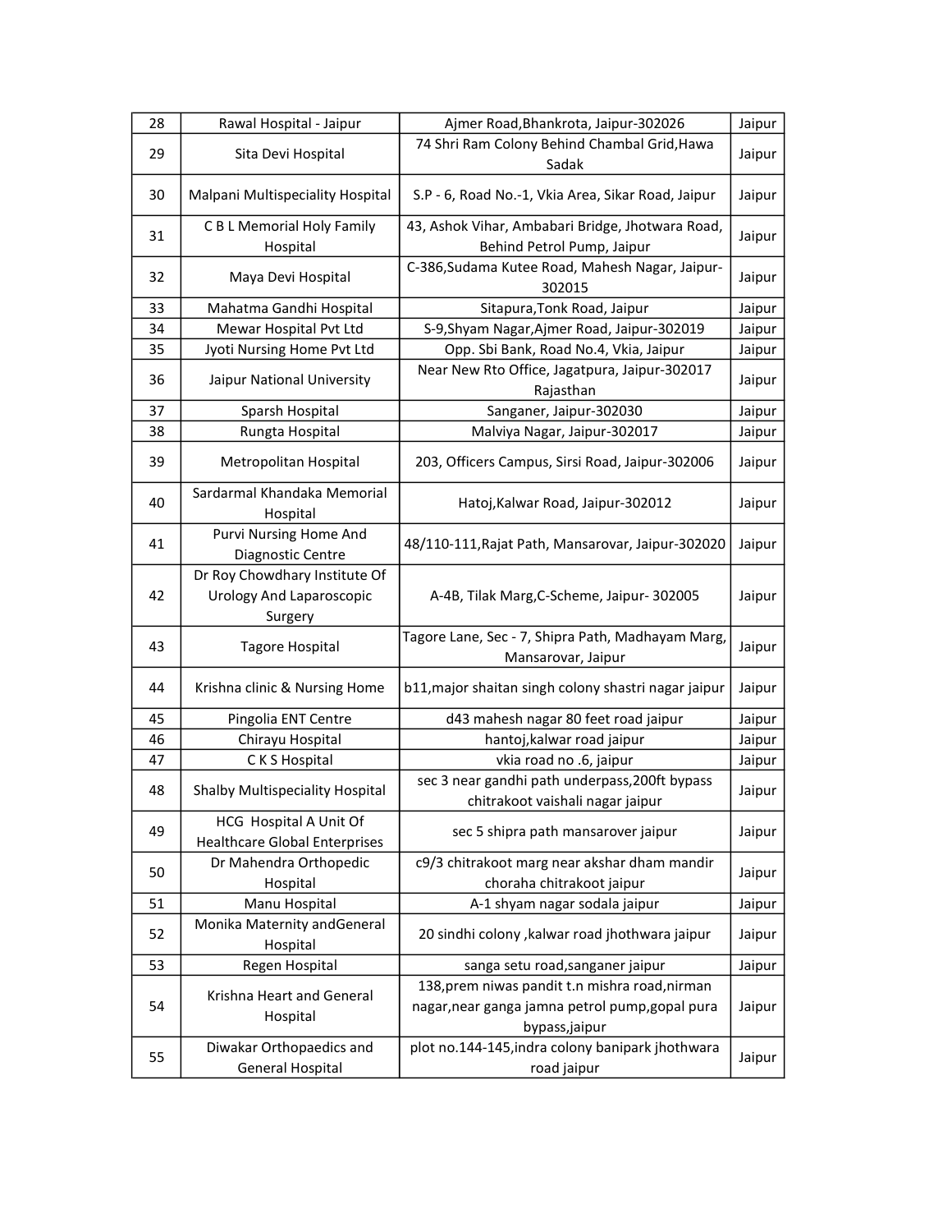| 28 | Rawal Hospital - Jaipur | Ajmer Road,Bhankrota, Jaipur-302026 | Jaipur |
|---|---|---|---|
| 29 | Sita Devi Hospital | 74 Shri Ram Colony Behind Chambal Grid,Hawa Sadak | Jaipur |
| 30 | Malpani Multispeciality Hospital | S.P - 6, Road No.-1, Vkia Area, Sikar Road, Jaipur | Jaipur |
| 31 | C B L Memorial Holy Family Hospital | 43, Ashok Vihar, Ambabari Bridge, Jhotwara Road, Behind Petrol Pump, Jaipur | Jaipur |
| 32 | Maya Devi Hospital | C-386,Sudama Kutee Road, Mahesh Nagar, Jaipur-302015 | Jaipur |
| 33 | Mahatma Gandhi Hospital | Sitapura,Tonk Road, Jaipur | Jaipur |
| 34 | Mewar Hospital Pvt Ltd | S-9,Shyam Nagar,Ajmer Road, Jaipur-302019 | Jaipur |
| 35 | Jyoti Nursing Home Pvt Ltd | Opp. Sbi Bank, Road No.4, Vkia, Jaipur | Jaipur |
| 36 | Jaipur National University | Near New Rto Office, Jagatpura, Jaipur-302017 Rajasthan | Jaipur |
| 37 | Sparsh Hospital | Sanganer, Jaipur-302030 | Jaipur |
| 38 | Rungta Hospital | Malviya Nagar, Jaipur-302017 | Jaipur |
| 39 | Metropolitan Hospital | 203, Officers Campus, Sirsi Road, Jaipur-302006 | Jaipur |
| 40 | Sardarmal Khandaka Memorial Hospital | Hatoj,Kalwar Road, Jaipur-302012 | Jaipur |
| 41 | Purvi Nursing Home And Diagnostic Centre | 48/110-111,Rajat Path, Mansarovar, Jaipur-302020 | Jaipur |
| 42 | Dr Roy Chowdhary Institute Of Urology And Laparoscopic Surgery | A-4B, Tilak Marg,C-Scheme, Jaipur- 302005 | Jaipur |
| 43 | Tagore Hospital | Tagore Lane, Sec - 7, Shipra Path, Madhayam Marg, Mansarovar, Jaipur | Jaipur |
| 44 | Krishna clinic & Nursing Home | b11,major shaitan singh colony shastri nagar jaipur | Jaipur |
| 45 | Pingolia ENT Centre | d43 mahesh nagar 80 feet road jaipur | Jaipur |
| 46 | Chirayu Hospital | hantoj,kalwar road jaipur | Jaipur |
| 47 | C K S Hospital | vkia road no .6, jaipur | Jaipur |
| 48 | Shalby Multispeciality Hospital | sec 3 near gandhi path underpass,200ft bypass chitrakoot vaishali nagar jaipur | Jaipur |
| 49 | HCG Hospital A Unit Of Healthcare Global Enterprises | sec 5 shipra path mansarover jaipur | Jaipur |
| 50 | Dr Mahendra Orthopedic Hospital | c9/3 chitrakoot marg near akshar dham mandir choraha chitrakoot jaipur | Jaipur |
| 51 | Manu Hospital | A-1 shyam nagar sodala jaipur | Jaipur |
| 52 | Monika Maternity andGeneral Hospital | 20 sindhi colony ,kalwar road jhothwara jaipur | Jaipur |
| 53 | Regen Hospital | sanga setu road,sanganer jaipur | Jaipur |
| 54 | Krishna Heart and General Hospital | 138,prem niwas pandit t.n mishra road,nirman nagar,near ganga jamna petrol pump,gopal pura bypass,jaipur | Jaipur |
| 55 | Diwakar Orthopaedics and General Hospital | plot no.144-145,indra colony banipark jhothwara road jaipur | Jaipur |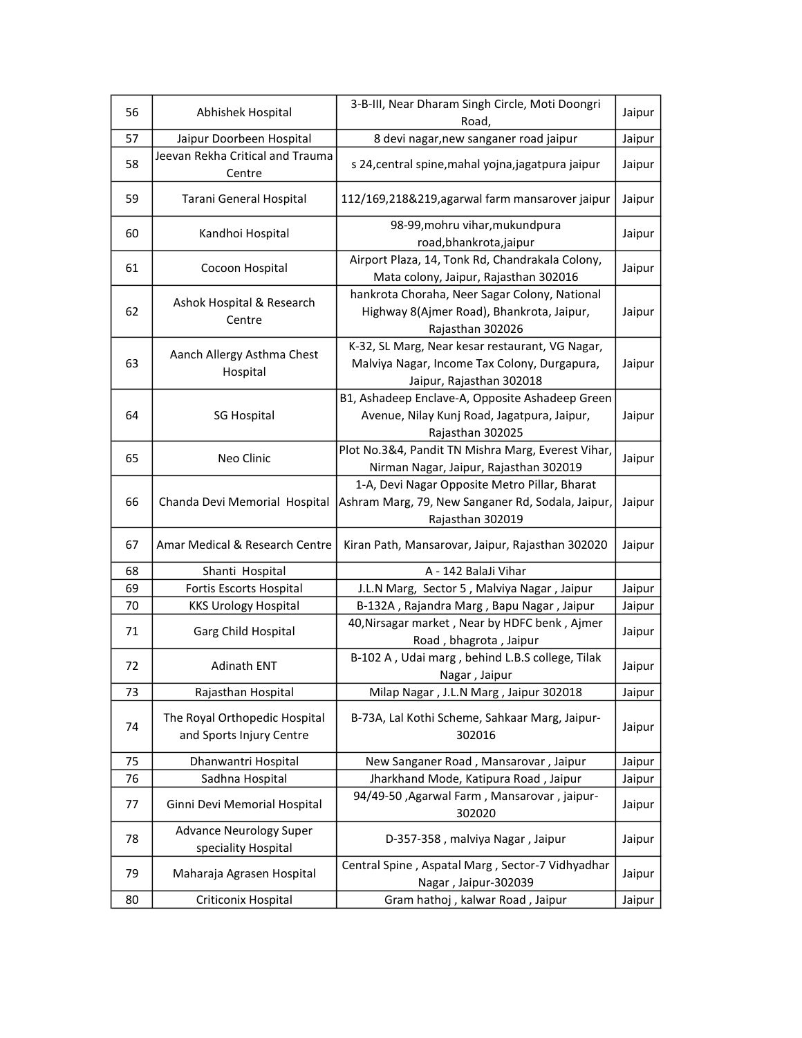| 56 | Abhishek Hospital | 3-B-III, Near Dharam Singh Circle, Moti Doongri Road, | Jaipur |
|---|---|---|---|
| 57 | Jaipur Doorbeen Hospital | 8 devi nagar,new sanganer road jaipur | Jaipur |
| 58 | Jeevan Rekha Critical and Trauma Centre | s 24,central spine,mahal yojna,jagatpura jaipur | Jaipur |
| 59 | Tarani General Hospital | 112/169,218&219,agarwal farm mansarover jaipur | Jaipur |
| 60 | Kandhoi Hospital | 98-99,mohru vihar,mukundpura road,bhankrota,jaipur | Jaipur |
| 61 | Cocoon Hospital | Airport Plaza, 14, Tonk Rd, Chandrakala Colony, Mata colony, Jaipur, Rajasthan 302016 | Jaipur |
| 62 | Ashok Hospital & Research Centre | hankrota Choraha, Neer Sagar Colony, National Highway 8(Ajmer Road), Bhankrota, Jaipur, Rajasthan 302026 | Jaipur |
| 63 | Aanch Allergy Asthma Chest Hospital | K-32, SL Marg, Near kesar restaurant, VG Nagar, Malviya Nagar, Income Tax Colony, Durgapura, Jaipur, Rajasthan 302018 | Jaipur |
| 64 | SG Hospital | B1, Ashadeep Enclave-A, Opposite Ashadeep Green Avenue, Nilay Kunj Road, Jagatpura, Jaipur, Rajasthan 302025 | Jaipur |
| 65 | Neo Clinic | Plot No.3&4, Pandit TN Mishra Marg, Everest Vihar, Nirman Nagar, Jaipur, Rajasthan 302019 | Jaipur |
| 66 | Chanda Devi Memorial Hospital | 1-A, Devi Nagar Opposite Metro Pillar, Bharat Ashram Marg, 79, New Sanganer Rd, Sodala, Jaipur, Rajasthan 302019 | Jaipur |
| 67 | Amar Medical & Research Centre | Kiran Path, Mansarovar, Jaipur, Rajasthan 302020 | Jaipur |
| 68 | Shanti Hospital | A - 142 BalaJi Vihar | |
| 69 | Fortis Escorts Hospital | J.L.N Marg, Sector 5 , Malviya Nagar , Jaipur | Jaipur |
| 70 | KKS Urology Hospital | B-132A , Rajandra Marg , Bapu Nagar , Jaipur | Jaipur |
| 71 | Garg Child Hospital | 40,Nirsagar market , Near by HDFC benk , Ajmer Road , bhagrota , Jaipur | Jaipur |
| 72 | Adinath ENT | B-102 A , Udai marg , behind L.B.S college, Tilak Nagar , Jaipur | Jaipur |
| 73 | Rajasthan Hospital | Milap Nagar , J.L.N Marg , Jaipur 302018 | Jaipur |
| 74 | The Royal Orthopedic Hospital and Sports Injury Centre | B-73A, Lal Kothi Scheme, Sahkaar Marg, Jaipur-302016 | Jaipur |
| 75 | Dhanwantri Hospital | New Sanganer Road , Mansarovar , Jaipur | Jaipur |
| 76 | Sadhna Hospital | Jharkhand Mode, Katipura Road , Jaipur | Jaipur |
| 77 | Ginni Devi Memorial Hospital | 94/49-50 ,Agarwal Farm , Mansarovar , jaipur-302020 | Jaipur |
| 78 | Advance Neurology Super speciality Hospital | D-357-358 , malviya Nagar , Jaipur | Jaipur |
| 79 | Maharaja Agrasen Hospital | Central Spine , Aspatal Marg , Sector-7 Vidhyadhar Nagar , Jaipur-302039 | Jaipur |
| 80 | Criticonix Hospital | Gram hathoj , kalwar Road , Jaipur | Jaipur |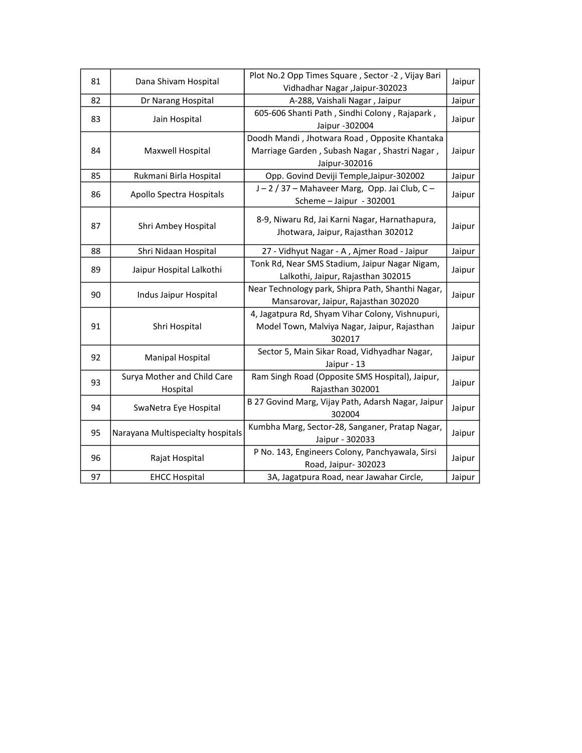| | | | |
|---|---|---|---|
| 81 | Dana Shivam Hospital | Plot No.2 Opp Times Square , Sector -2 , Vijay Bari Vidhadhar Nagar ,Jaipur-302023 | Jaipur |
| 82 | Dr Narang Hospital | A-288, Vaishali Nagar , Jaipur | Jaipur |
| 83 | Jain Hospital | 605-606 Shanti Path , Sindhi Colony , Rajapark , Jaipur -302004 | Jaipur |
| 84 | Maxwell Hospital | Doodh Mandi , Jhotwara Road , Opposite Khantaka Marriage Garden , Subash Nagar , Shastri Nagar , Jaipur-302016 | Jaipur |
| 85 | Rukmani Birla Hospital | Opp. Govind Deviji Temple,Jaipur-302002 | Jaipur |
| 86 | Apollo Spectra Hospitals | J – 2 / 37 – Mahaveer Marg, Opp. Jai Club, C – Scheme – Jaipur - 302001 | Jaipur |
| 87 | Shri Ambey Hospital | 8-9, Niwaru Rd, Jai Karni Nagar, Harnathapura, Jhotwara, Jaipur, Rajasthan 302012 | Jaipur |
| 88 | Shri Nidaan Hospital | 27 - Vidhyut Nagar - A , Ajmer Road - Jaipur | Jaipur |
| 89 | Jaipur Hospital Lalkothi | Tonk Rd, Near SMS Stadium, Jaipur Nagar Nigam, Lalkothi, Jaipur, Rajasthan 302015 | Jaipur |
| 90 | Indus Jaipur Hospital | Near Technology park, Shipra Path, Shanthi Nagar, Mansarovar, Jaipur, Rajasthan 302020 | Jaipur |
| 91 | Shri Hospital | 4, Jagatpura Rd, Shyam Vihar Colony, Vishnupuri, Model Town, Malviya Nagar, Jaipur, Rajasthan 302017 | Jaipur |
| 92 | Manipal Hospital | Sector 5, Main Sikar Road, Vidhyadhar Nagar, Jaipur - 13 | Jaipur |
| 93 | Surya Mother and Child Care Hospital | Ram Singh Road (Opposite SMS Hospital), Jaipur, Rajasthan 302001 | Jaipur |
| 94 | SwaNetra Eye Hospital | B 27 Govind Marg, Vijay Path, Adarsh Nagar, Jaipur 302004 | Jaipur |
| 95 | Narayana Multispecialty hospitals | Kumbha Marg, Sector-28, Sanganer, Pratap Nagar, Jaipur - 302033 | Jaipur |
| 96 | Rajat Hospital | P No. 143, Engineers Colony, Panchyawala, Sirsi Road, Jaipur- 302023 | Jaipur |
| 97 | EHCC Hospital | 3A, Jagatpura Road, near Jawahar Circle, | Jaipur |